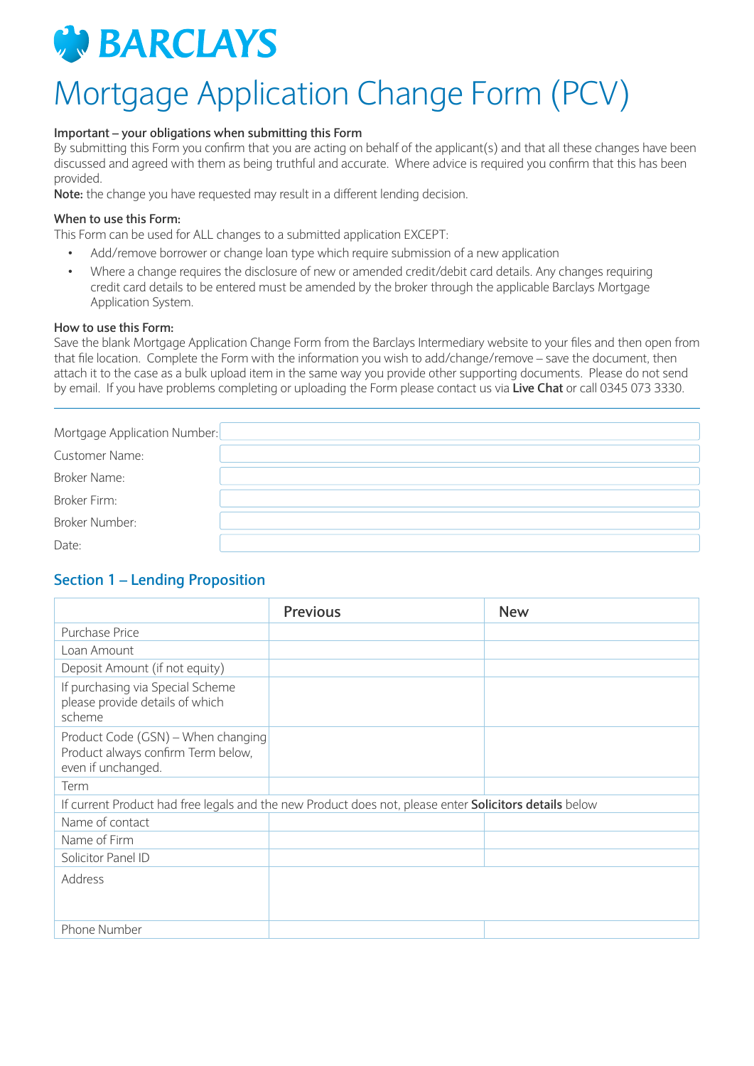# BARCLAYS

# Mortgage Application Change Form (PCV)

**Important – your obligations when submitting this Form**

By submitting this Form you confirm that you are acting on behalf of the applicant(s) and that all these changes have been discussed and agreed with them as being truthful and accurate. Where advice is required you confirm that this has been provided.

**Note:** the change you have requested may result in a different lending decision.

**When to use this Form:**

This Form can be used for ALL changes to a submitted application EXCEPT:

- Add/remove borrower or change loan type which require submission of a new application
- Where a change requires the disclosure of new or amended credit/debit card details. Any changes requiring credit card details to be entered must be amended by the broker through the applicable Barclays Mortgage Application System.

**How to use this Form:**

Save the blank Mortgage Application Change Form from the Barclays Intermediary website to your files and then open from that file location. Complete the Form with the information you wish to add/change/remove – save the document, then attach it to the case as a bulk upload item in the same way you provide other supporting documents. Please do not send by email. If you have problems completing or uploading the Form please contact us via **Live Chat** or call 0345 073 3330.

---

| | |
|---|---|
| Mortgage Application Number: | |
| Customer Name: | |
| Broker Name: | |
| Broker Firm: | |
| Broker Number: | |
| Date: | |

## Section 1 – Lending Proposition

| | Previous | New |
|---|---|---|
| Purchase Price | | |
| Loan Amount | | |
| Deposit Amount (if not equity) | | |
| If purchasing via Special Scheme please provide details of which scheme | | |
| Product Code (GSN) – When changing Product always confirm Term below, even if unchanged. | | |
| Term | | |
| If current Product had free legals and the new Product does not, please enter **Solicitors details** below | | |
| Name of contact | | |
| Name of Firm | | |
| Solicitor Panel ID | | |
| Address | | |
| Phone Number | | |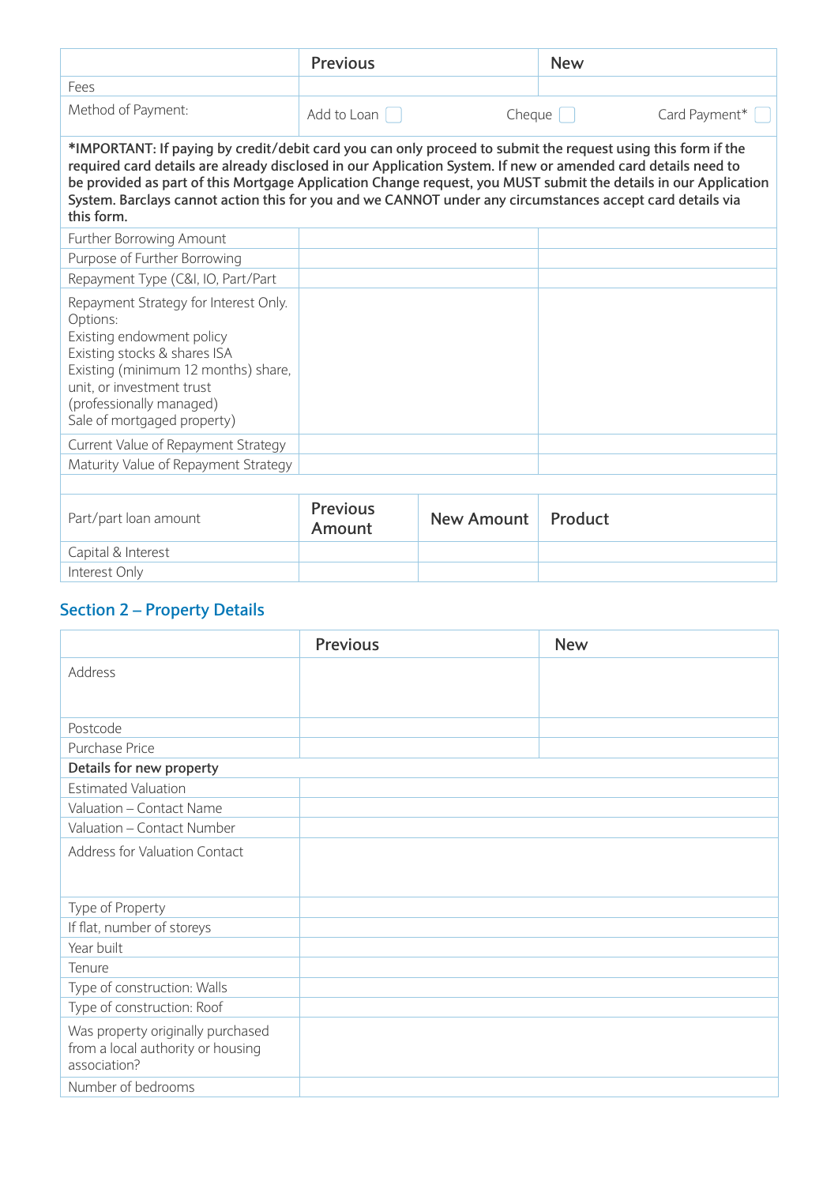| | Previous | New |
|---|---|---|
| Fees | | |
| Method of Payment: | Add to Loan ☐ Cheque ☐ | Card Payment* ☐ |

***IMPORTANT: If paying by credit/debit card you can only proceed to submit the request using this form if the required card details are already disclosed in our Application System. If new or amended card details need to be provided as part of this Mortgage Application Change request, you MUST submit the details in our Application System. Barclays cannot action this for you and we CANNOT under any circumstances accept card details via this form.**

| | Previous | New |
|---|---|---|
| Further Borrowing Amount | | |
| Purpose of Further Borrowing | | |
| Repayment Type (C&I, IO, Part/Part | | |
| Repayment Strategy for Interest Only. Options:<br>Existing endowment policy<br>Existing stocks & shares ISA<br>Existing (minimum 12 months) share, unit, or investment trust (professionally managed)<br>Sale of mortgaged property) | | |
| Current Value of Repayment Strategy | | |
| Maturity Value of Repayment Strategy | | |

| Part/part loan amount | Previous Amount | New Amount | Product |
|---|---|---|---|
| Capital & Interest | | | |
| Interest Only | | | |

## Section 2 – Property Details

| | Previous | New |
|---|---|---|
| Address | | |
| Postcode | | |
| Purchase Price | | |
| **Details for new property** | | |
| Estimated Valuation | | |
| Valuation – Contact Name | | |
| Valuation – Contact Number | | |
| Address for Valuation Contact | | |
| Type of Property | | |
| If flat, number of storeys | | |
| Year built | | |
| Tenure | | |
| Type of construction: Walls | | |
| Type of construction: Roof | | |
| Was property originally purchased from a local authority or housing association? | | |
| Number of bedrooms | | |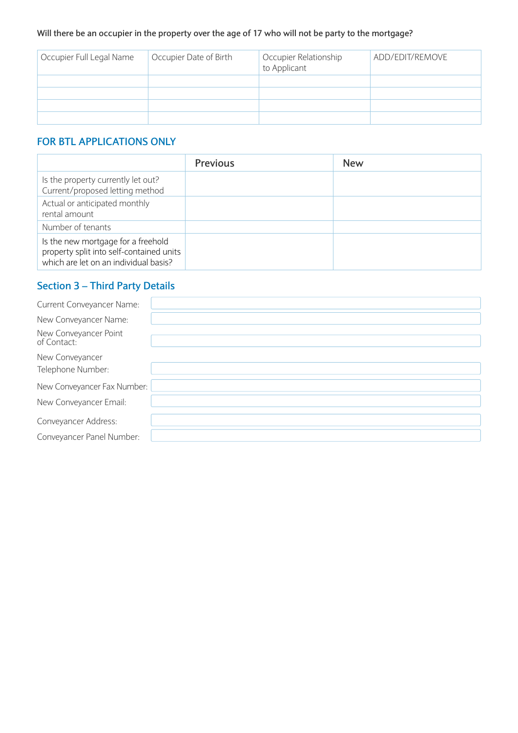**Will there be an occupier in the property over the age of 17 who will not be party to the mortgage?**

| Occupier Full Legal Name | Occupier Date of Birth | Occupier Relationship to Applicant | ADD/EDIT/REMOVE |
|---|---|---|---|
| | | | |
| | | | |
| | | | |
| | | | |

## FOR BTL APPLICATIONS ONLY

| | Previous | New |
|---|---|---|
| Is the property currently let out? Current/proposed letting method | | |
| Actual or anticipated monthly rental amount | | |
| Number of tenants | | |
| Is the new mortgage for a freehold property split into self-contained units which are let on an individual basis? | | |

## Section 3 – Third Party Details

| | |
|---|---|
| Current Conveyancer Name: | |
| New Conveyancer Name: | |
| New Conveyancer Point of Contact: | |
| New Conveyancer Telephone Number: | |
| New Conveyancer Fax Number: | |
| New Conveyancer Email: | |
| Conveyancer Address: | |
| Conveyancer Panel Number: | |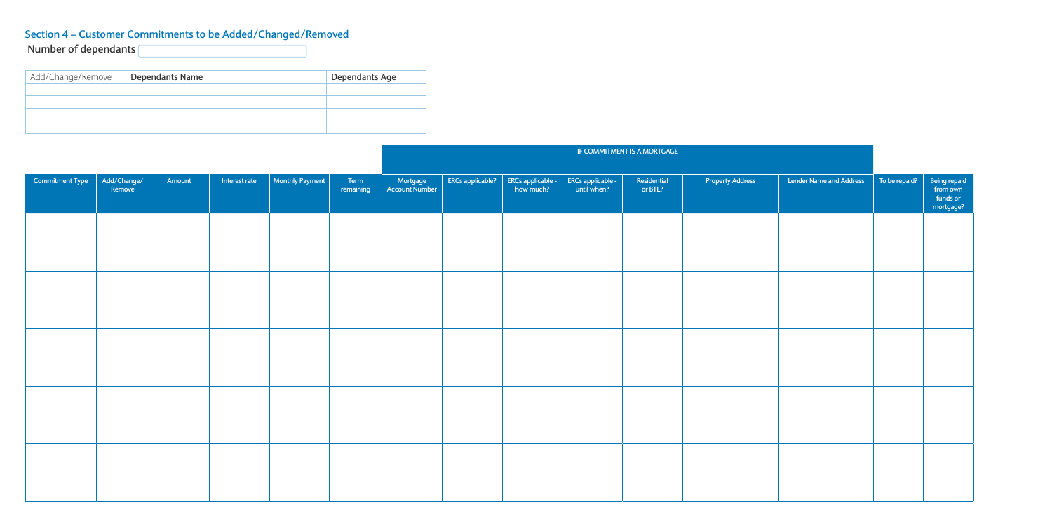## Section 4 – Customer Commitments to be Added/Changed/Removed

**Number of dependants**

| Add/Change/Remove | Dependants Name | Dependants Age |
|---|---|---|
| | | |
| | | |
| | | |
| | | |

| | | | | | | IF COMMITMENT IS A MORTGAGE | | | | | | | | |
|---|---|---|---|---|---|---|---|---|---|---|---|---|---|---|
| Commitment Type | Add/Change/ Remove | Amount | Interest rate | Monthly Payment | Term remaining | Mortgage Account Number | ERCs applicable? | ERCs applicable - how much? | ERCs applicable - until when? | Residential or BTL? | Property Address | Lender Name and Address | To be repaid? | Being repaid from own funds or mortgage? |
| | | | | | | | | | | | | | | |
| | | | | | | | | | | | | | | |
| | | | | | | | | | | | | | | |
| | | | | | | | | | | | | | | |
| | | | | | | | | | | | | | | |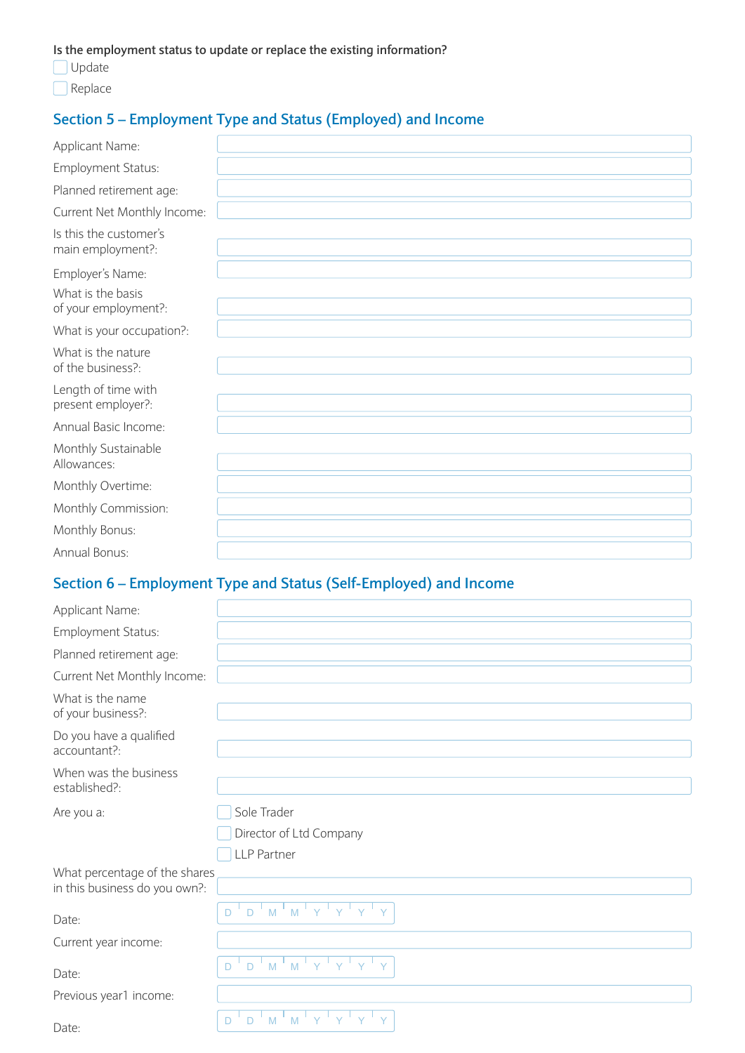Is the employment status to update or replace the existing information?

- [ ] Update
- [ ] Replace

## Section 5 – Employment Type and Status (Employed) and Income

| | |
|---|---|
| Applicant Name: | |
| Employment Status: | |
| Planned retirement age: | |
| Current Net Monthly Income: | |
| Is this the customer's main employment?: | |
| Employer's Name: | |
| What is the basis of your employment?: | |
| What is your occupation?: | |
| What is the nature of the business?: | |
| Length of time with present employer?: | |
| Annual Basic Income: | |
| Monthly Sustainable Allowances: | |
| Monthly Overtime: | |
| Monthly Commission: | |
| Monthly Bonus: | |
| Annual Bonus: | |

## Section 6 – Employment Type and Status (Self-Employed) and Income

| | |
|---|---|
| Applicant Name: | |
| Employment Status: | |
| Planned retirement age: | |
| Current Net Monthly Income: | |
| What is the name of your business?: | |
| Do you have a qualified accountant?: | |
| When was the business established?: | |

Are you a:

- [ ] Sole Trader
- [ ] Director of Ltd Company
- [ ] LLP Partner

| | |
|---|---|
| What percentage of the shares in this business do you own?: | |
| Date: | D D M M Y Y Y Y |
| Current year income: | |
| Date: | D D M M Y Y Y Y |
| Previous year1 income: | |
| Date: | D D M M Y Y Y Y |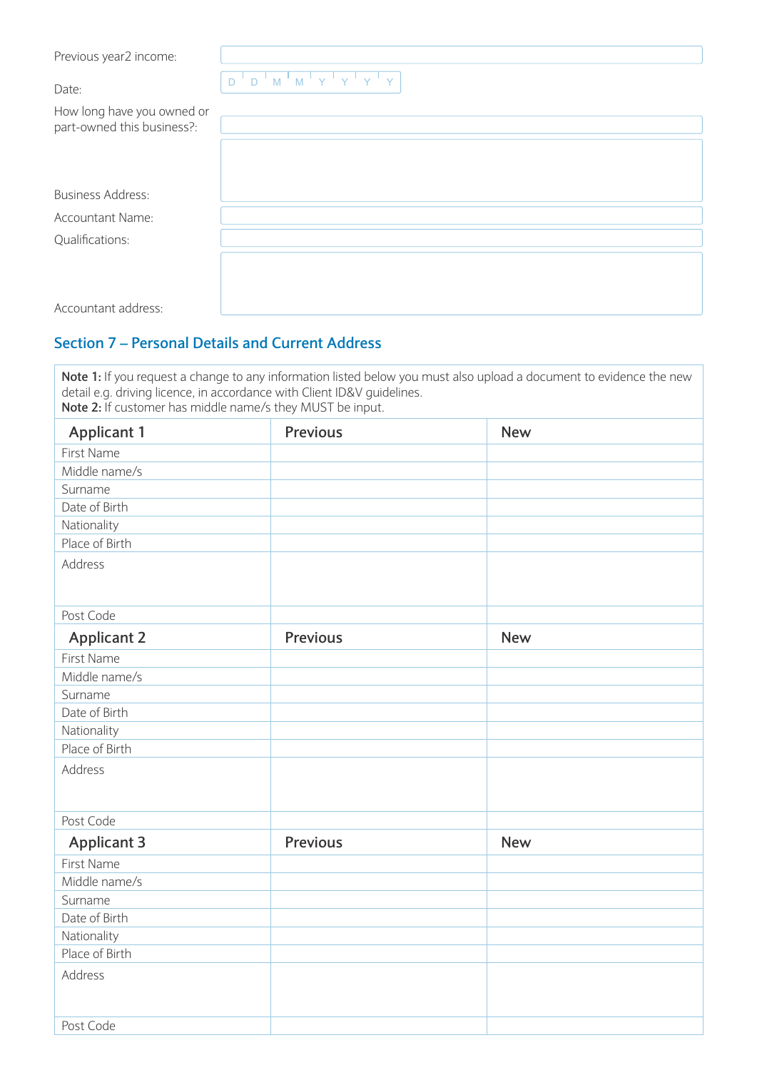Previous year2 income:

Date: D D M M Y Y Y Y

How long have you owned or part-owned this business?:

Business Address:

Accountant Name:

Qualifications:

Accountant address:

## Section 7 – Personal Details and Current Address

**Note 1:** If you request a change to any information listed below you must also upload a document to evidence the new detail e.g. driving licence, in accordance with Client ID&V guidelines.
**Note 2:** If customer has middle name/s they MUST be input.

| Applicant 1 | Previous | New |
|---|---|---|
| First Name | | |
| Middle name/s | | |
| Surname | | |
| Date of Birth | | |
| Nationality | | |
| Place of Birth | | |
| Address | | |
| Post Code | | |
| **Applicant 2** | **Previous** | **New** |
| First Name | | |
| Middle name/s | | |
| Surname | | |
| Date of Birth | | |
| Nationality | | |
| Place of Birth | | |
| Address | | |
| Post Code | | |
| **Applicant 3** | **Previous** | **New** |
| First Name | | |
| Middle name/s | | |
| Surname | | |
| Date of Birth | | |
| Nationality | | |
| Place of Birth | | |
| Address | | |
| Post Code | | |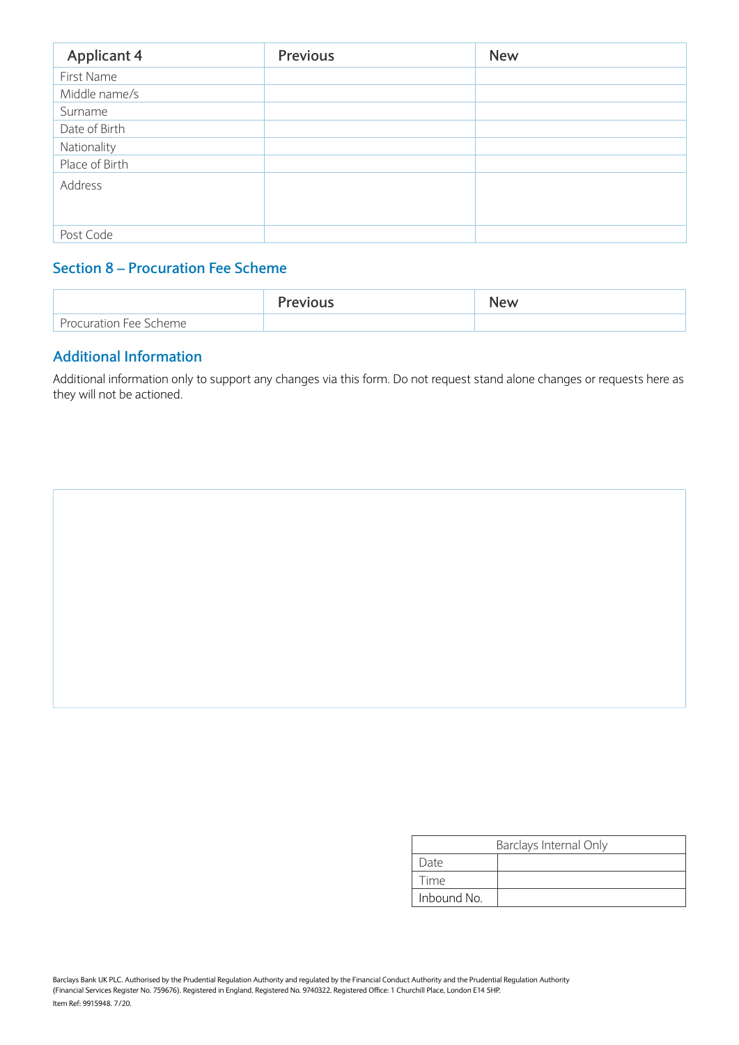| Applicant 4 | Previous | New |
|---|---|---|
| First Name | | |
| Middle name/s | | |
| Surname | | |
| Date of Birth | | |
| Nationality | | |
| Place of Birth | | |
| Address | | |
| Post Code | | |

## Section 8 – Procuration Fee Scheme

| | Previous | New |
|---|---|---|
| Procuration Fee Scheme | | |

## Additional Information

Additional information only to support any changes via this form. Do not request stand alone changes or requests here as they will not be actioned.

| Barclays Internal Only | |
|---|---|
| Date | |
| Time | |
| Inbound No. | |

Barclays Bank UK PLC. Authorised by the Prudential Regulation Authority and regulated by the Financial Conduct Authority and the Prudential Regulation Authority (Financial Services Register No. 759676). Registered in England. Registered No. 9740322. Registered Office: 1 Churchill Place, London E14 5HP.

Item Ref: 9915948. 7/20.